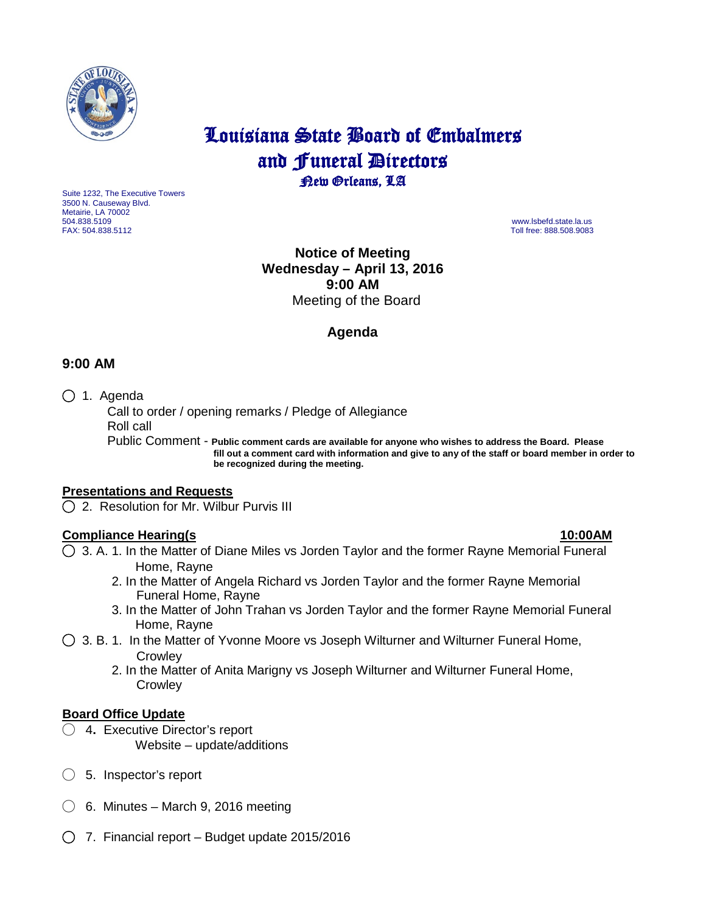# Louisiana State Board of Embalmers and Funeral Directors

New Orleans, LA

Suite 1232, The Executive Towers
3500 N. Causeway Blvd.
Metairie, LA 70002
504.838.5109
FAX: 504.838.5112

www.lsbefd.state.la.us
Toll free: 888.508.9083

**Notice of Meeting**
**Wednesday – April 13, 2016**
**9:00 AM**
Meeting of the Board

## Agenda

### 9:00 AM

◯ 1. Agenda
 Call to order / opening remarks / Pledge of Allegiance
 Roll call
 Public Comment - **Public comment cards are available for anyone who wishes to address the Board. Please fill out a comment card with information and give to any of the staff or board member in order to be recognized during the meeting.**

**Presentations and Requests**

◯ 2. Resolution for Mr. Wilbur Purvis III

**Compliance Hearing(s** **10:00AM**

◯ 3. A. 1. In the Matter of Diane Miles vs Jorden Taylor and the former Rayne Memorial Funeral Home, Rayne
 2. In the Matter of Angela Richard vs Jorden Taylor and the former Rayne Memorial Funeral Home, Rayne
 3. In the Matter of John Trahan vs Jorden Taylor and the former Rayne Memorial Funeral Home, Rayne

◯ 3. B. 1. In the Matter of Yvonne Moore vs Joseph Wilturner and Wilturner Funeral Home, Crowley
 2. In the Matter of Anita Marigny vs Joseph Wilturner and Wilturner Funeral Home, Crowley

**Board Office Update**

◯ 4. Executive Director's report
 Website – update/additions

◯ 5. Inspector's report

◯ 6. Minutes – March 9, 2016 meeting

◯ 7. Financial report – Budget update 2015/2016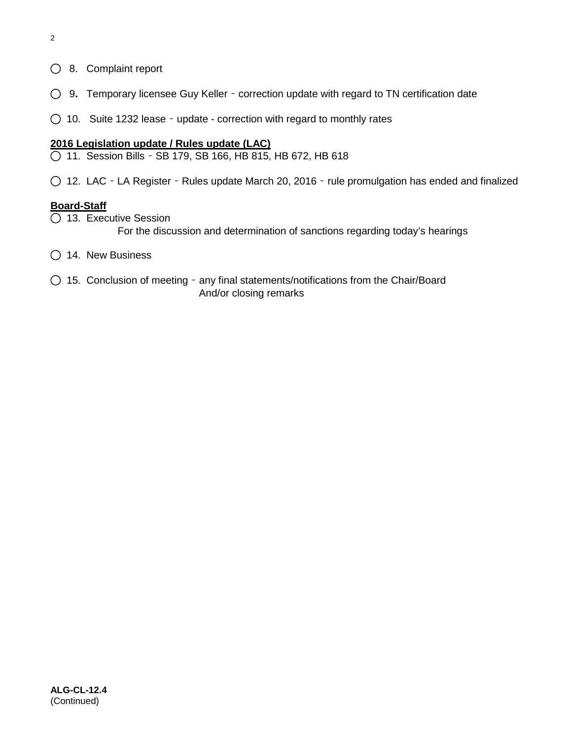○ 8. Complaint report

○ 9. Temporary licensee Guy Keller – correction update with regard to TN certification date

○ 10. Suite 1232 lease – update - correction with regard to monthly rates

**2016 Legislation update / Rules update (LAC)**

○ 11. Session Bills – SB 179, SB 166, HB 815, HB 672, HB 618

○ 12. LAC – LA Register – Rules update March 20, 2016 – rule promulgation has ended and finalized

**Board-Staff**

○ 13. Executive Session
For the discussion and determination of sanctions regarding today's hearings

○ 14. New Business

○ 15. Conclusion of meeting – any final statements/notifications from the Chair/Board
And/or closing remarks

**ALG-CL-12.4**
(Continued)